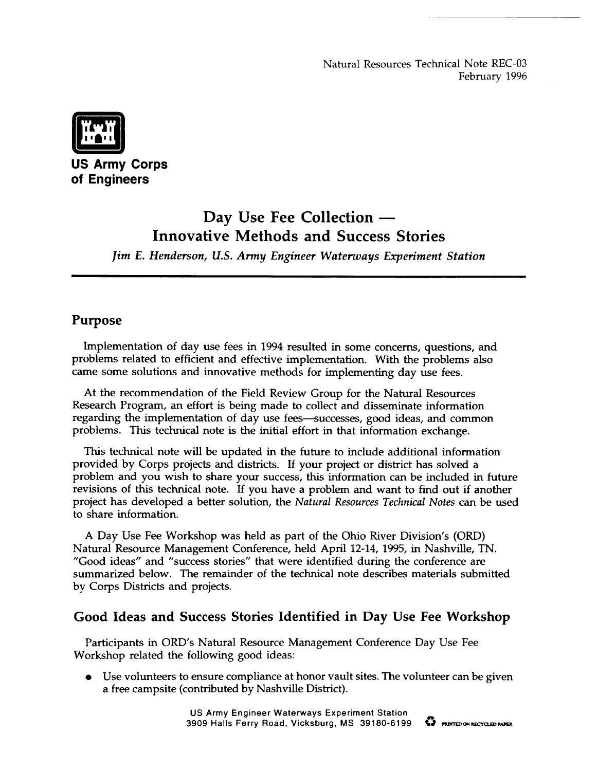Natural Resources Technical Note REC-03
February 1996

**US Army Corps of Engineers**

# Day Use Fee Collection — Innovative Methods and Success Stories

*Jim E. Henderson, U.S. Army Engineer Waterways Experiment Station*

## Purpose

Implementation of day use fees in 1994 resulted in some concerns, questions, and problems related to efficient and effective implementation. With the problems also came some solutions and innovative methods for implementing day use fees.

At the recommendation of the Field Review Group for the Natural Resources Research Program, an effort is being made to collect and disseminate information regarding the implementation of day use fees—successes, good ideas, and common problems. This technical note is the initial effort in that information exchange.

This technical note will be updated in the future to include additional information provided by Corps projects and districts. If your project or district has solved a problem and you wish to share your success, this information can be included in future revisions of this technical note. If you have a problem and want to find out if another project has developed a better solution, the *Natural Resources Technical Notes* can be used to share information.

A Day Use Fee Workshop was held as part of the Ohio River Division's (ORD) Natural Resource Management Conference, held April 12-14, 1995, in Nashville, TN. "Good ideas" and "success stories" that were identified during the conference are summarized below. The remainder of the technical note describes materials submitted by Corps Districts and projects.

## Good Ideas and Success Stories Identified in Day Use Fee Workshop

Participants in ORD's Natural Resource Management Conference Day Use Fee Workshop related the following good ideas:

- Use volunteers to ensure compliance at honor vault sites. The volunteer can be given a free campsite (contributed by Nashville District).

US Army Engineer Waterways Experiment Station
3909 Halls Ferry Road, Vicksburg, MS 39180-6199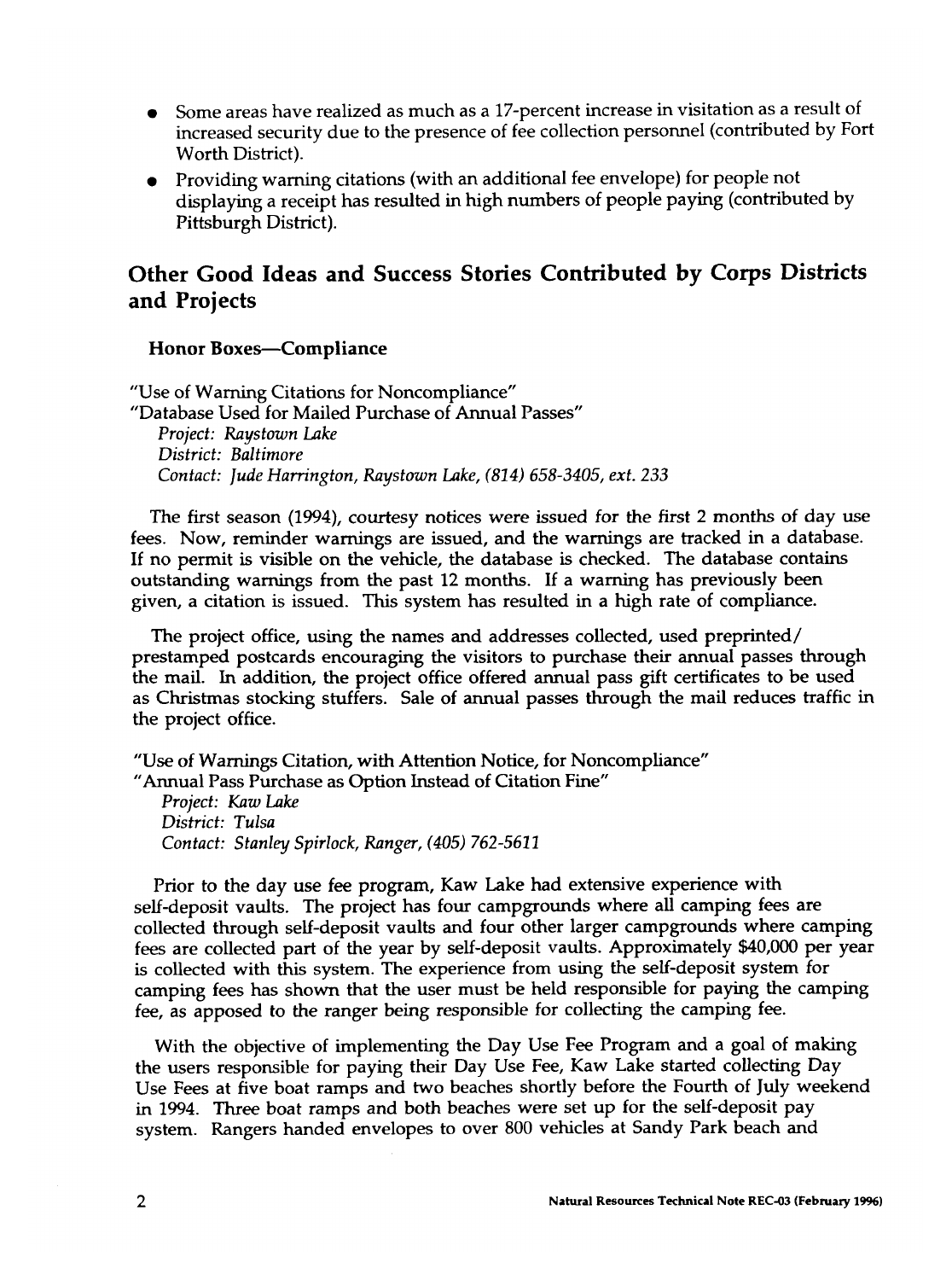- Some areas have realized as much as a 17-percent increase in visitation as a result of increased security due to the presence of fee collection personnel (contributed by Fort Worth District).
- Providing warning citations (with an additional fee envelope) for people not displaying a receipt has resulted in high numbers of people paying (contributed by Pittsburgh District).

## Other Good Ideas and Success Stories Contributed by Corps Districts and Projects

### Honor Boxes—Compliance

"Use of Warning Citations for Noncompliance"
"Database Used for Mailed Purchase of Annual Passes"
*Project: Raystown Lake*
*District: Baltimore*
*Contact: Jude Harrington, Raystown Lake, (814) 658-3405, ext. 233*

The first season (1994), courtesy notices were issued for the first 2 months of day use fees. Now, reminder warnings are issued, and the warnings are tracked in a database. If no permit is visible on the vehicle, the database is checked. The database contains outstanding warnings from the past 12 months. If a warning has previously been given, a citation is issued. This system has resulted in a high rate of compliance.

The project office, using the names and addresses collected, used preprinted/prestamped postcards encouraging the visitors to purchase their annual passes through the mail. In addition, the project office offered annual pass gift certificates to be used as Christmas stocking stuffers. Sale of annual passes through the mail reduces traffic in the project office.

"Use of Warnings Citation, with Attention Notice, for Noncompliance"
"Annual Pass Purchase as Option Instead of Citation Fine"
*Project: Kaw Lake*
*District: Tulsa*
*Contact: Stanley Spirlock, Ranger, (405) 762-5611*

Prior to the day use fee program, Kaw Lake had extensive experience with self-deposit vaults. The project has four campgrounds where all camping fees are collected through self-deposit vaults and four other larger campgrounds where camping fees are collected part of the year by self-deposit vaults. Approximately $40,000 per year is collected with this system. The experience from using the self-deposit system for camping fees has shown that the user must be held responsible for paying the camping fee, as apposed to the ranger being responsible for collecting the camping fee.

With the objective of implementing the Day Use Fee Program and a goal of making the users responsible for paying their Day Use Fee, Kaw Lake started collecting Day Use Fees at five boat ramps and two beaches shortly before the Fourth of July weekend in 1994. Three boat ramps and both beaches were set up for the self-deposit pay system. Rangers handed envelopes to over 800 vehicles at Sandy Park beach and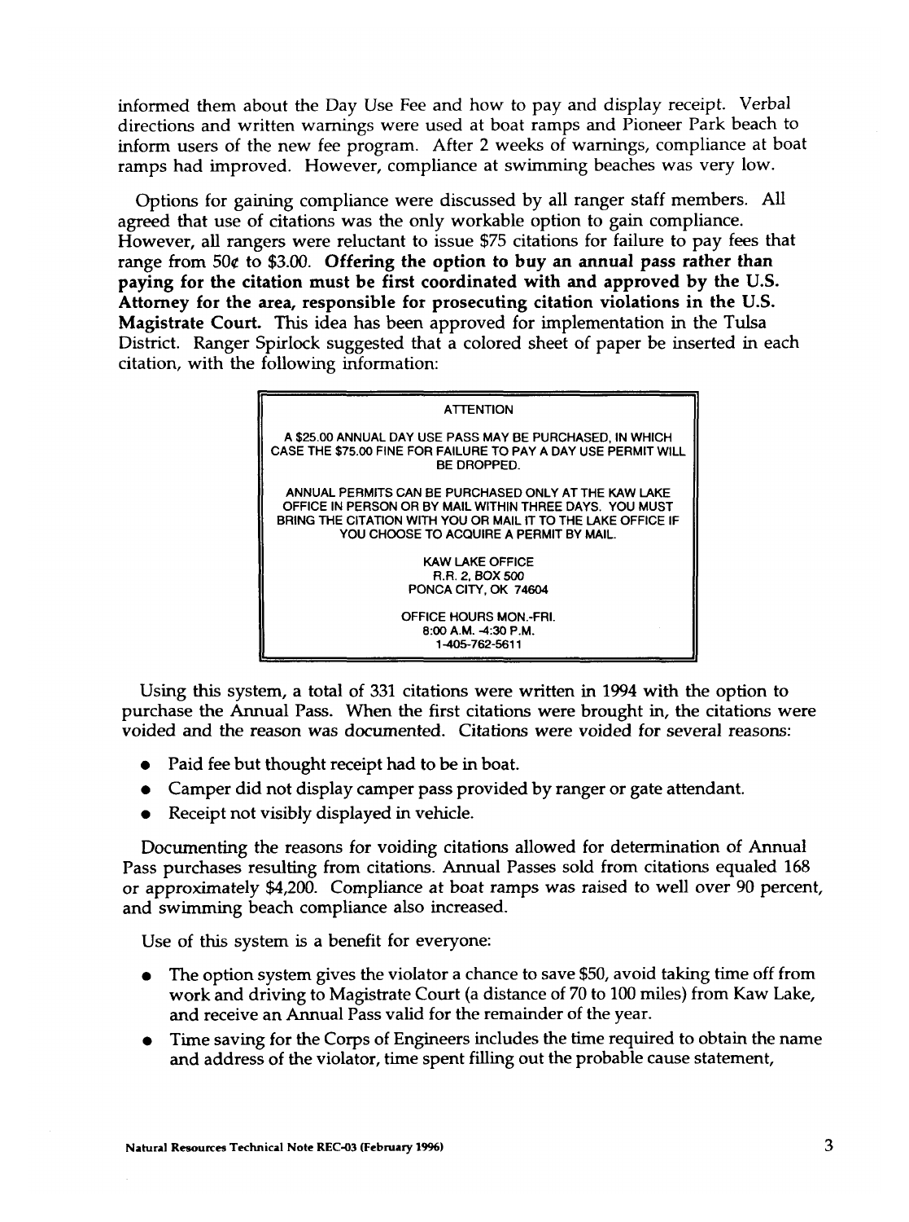informed them about the Day Use Fee and how to pay and display receipt. Verbal directions and written warnings were used at boat ramps and Pioneer Park beach to inform users of the new fee program. After 2 weeks of warnings, compliance at boat ramps had improved. However, compliance at swimming beaches was very low.

Options for gaining compliance were discussed by all ranger staff members. All agreed that use of citations was the only workable option to gain compliance. However, all rangers were reluctant to issue $75 citations for failure to pay fees that range from 50¢ to $3.00. **Offering the option to buy an annual pass rather than paying for the citation must be first coordinated with and approved by the U.S. Attorney for the area, responsible for prosecuting citation violations in the U.S. Magistrate Court.** This idea has been approved for implementation in the Tulsa District. Ranger Spirlock suggested that a colored sheet of paper be inserted in each citation, with the following information:

> ATTENTION
>
> A $25.00 ANNUAL DAY USE PASS MAY BE PURCHASED, IN WHICH CASE THE $75.00 FINE FOR FAILURE TO PAY A DAY USE PERMIT WILL BE DROPPED.
>
> ANNUAL PERMITS CAN BE PURCHASED ONLY AT THE KAW LAKE OFFICE IN PERSON OR BY MAIL WITHIN THREE DAYS. YOU MUST BRING THE CITATION WITH YOU OR MAIL IT TO THE LAKE OFFICE IF YOU CHOOSE TO ACQUIRE A PERMIT BY MAIL.
>
> KAW LAKE OFFICE
> R.R. 2, BOX 500
> PONCA CITY, OK 74604
>
> OFFICE HOURS MON.-FRI.
> 8:00 A.M. -4:30 P.M.
> 1-405-762-5611

Using this system, a total of 331 citations were written in 1994 with the option to purchase the Annual Pass. When the first citations were brought in, the citations were voided and the reason was documented. Citations were voided for several reasons:

- Paid fee but thought receipt had to be in boat.
- Camper did not display camper pass provided by ranger or gate attendant.
- Receipt not visibly displayed in vehicle.

Documenting the reasons for voiding citations allowed for determination of Annual Pass purchases resulting from citations. Annual Passes sold from citations equaled 168 or approximately $4,200. Compliance at boat ramps was raised to well over 90 percent, and swimming beach compliance also increased.

Use of this system is a benefit for everyone:

- The option system gives the violator a chance to save $50, avoid taking time off from work and driving to Magistrate Court (a distance of 70 to 100 miles) from Kaw Lake, and receive an Annual Pass valid for the remainder of the year.
- Time saving for the Corps of Engineers includes the time required to obtain the name and address of the violator, time spent filling out the probable cause statement,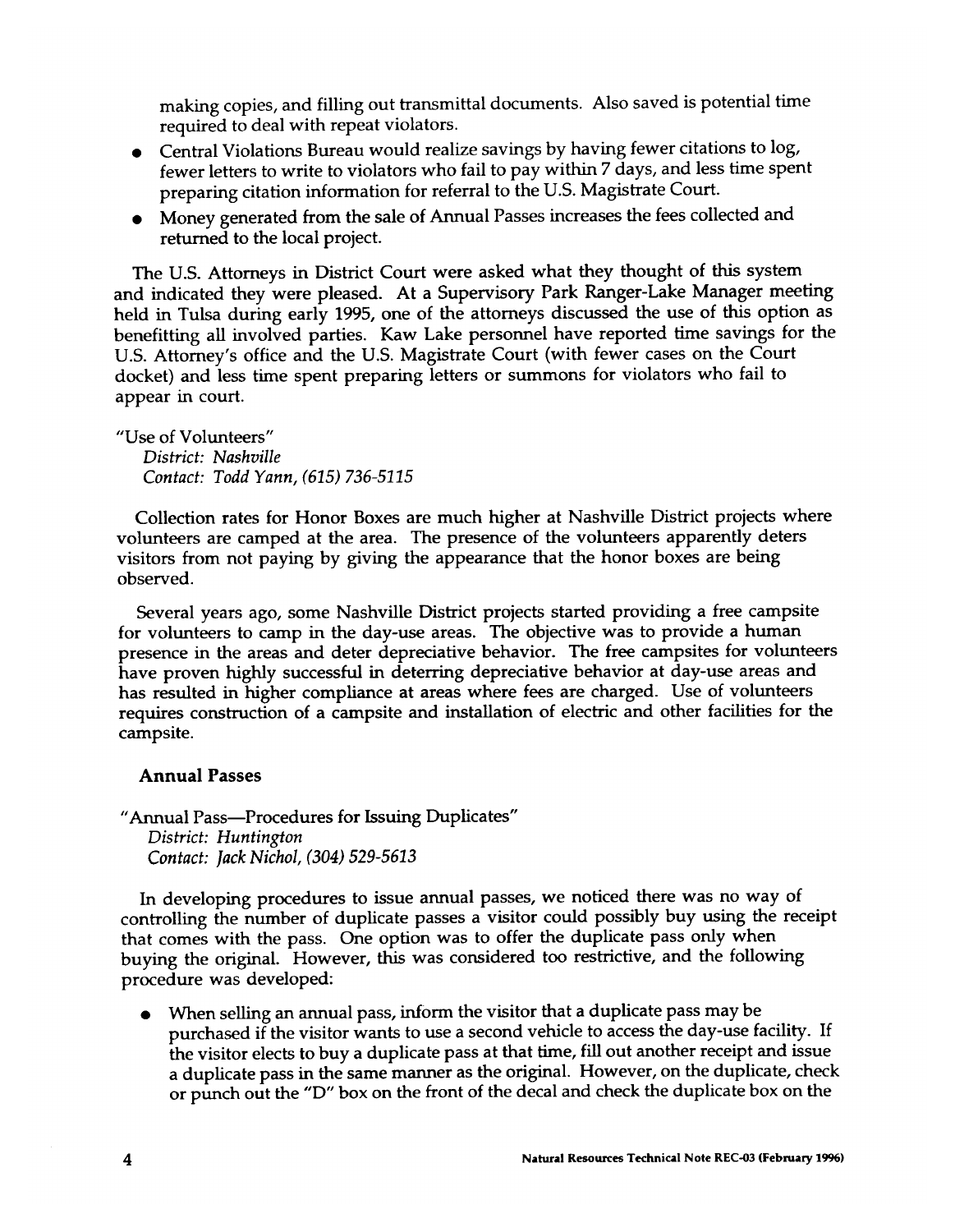making copies, and filling out transmittal documents. Also saved is potential time required to deal with repeat violators.

- Central Violations Bureau would realize savings by having fewer citations to log, fewer letters to write to violators who fail to pay within 7 days, and less time spent preparing citation information for referral to the U.S. Magistrate Court.
- Money generated from the sale of Annual Passes increases the fees collected and returned to the local project.

The U.S. Attorneys in District Court were asked what they thought of this system and indicated they were pleased. At a Supervisory Park Ranger-Lake Manager meeting held in Tulsa during early 1995, one of the attorneys discussed the use of this option as benefitting all involved parties. Kaw Lake personnel have reported time savings for the U.S. Attorney's office and the U.S. Magistrate Court (with fewer cases on the Court docket) and less time spent preparing letters or summons for violators who fail to appear in court.

"Use of Volunteers"
*District: Nashville*
*Contact: Todd Yann, (615) 736-5115*

Collection rates for Honor Boxes are much higher at Nashville District projects where volunteers are camped at the area. The presence of the volunteers apparently deters visitors from not paying by giving the appearance that the honor boxes are being observed.

Several years ago, some Nashville District projects started providing a free campsite for volunteers to camp in the day-use areas. The objective was to provide a human presence in the areas and deter depreciative behavior. The free campsites for volunteers have proven highly successful in deterring depreciative behavior at day-use areas and has resulted in higher compliance at areas where fees are charged. Use of volunteers requires construction of a campsite and installation of electric and other facilities for the campsite.

### Annual Passes

"Annual Pass—Procedures for Issuing Duplicates"
*District: Huntington*
*Contact: Jack Nichol, (304) 529-5613*

In developing procedures to issue annual passes, we noticed there was no way of controlling the number of duplicate passes a visitor could possibly buy using the receipt that comes with the pass. One option was to offer the duplicate pass only when buying the original. However, this was considered too restrictive, and the following procedure was developed:

- When selling an annual pass, inform the visitor that a duplicate pass may be purchased if the visitor wants to use a second vehicle to access the day-use facility. If the visitor elects to buy a duplicate pass at that time, fill out another receipt and issue a duplicate pass in the same manner as the original. However, on the duplicate, check or punch out the "D" box on the front of the decal and check the duplicate box on the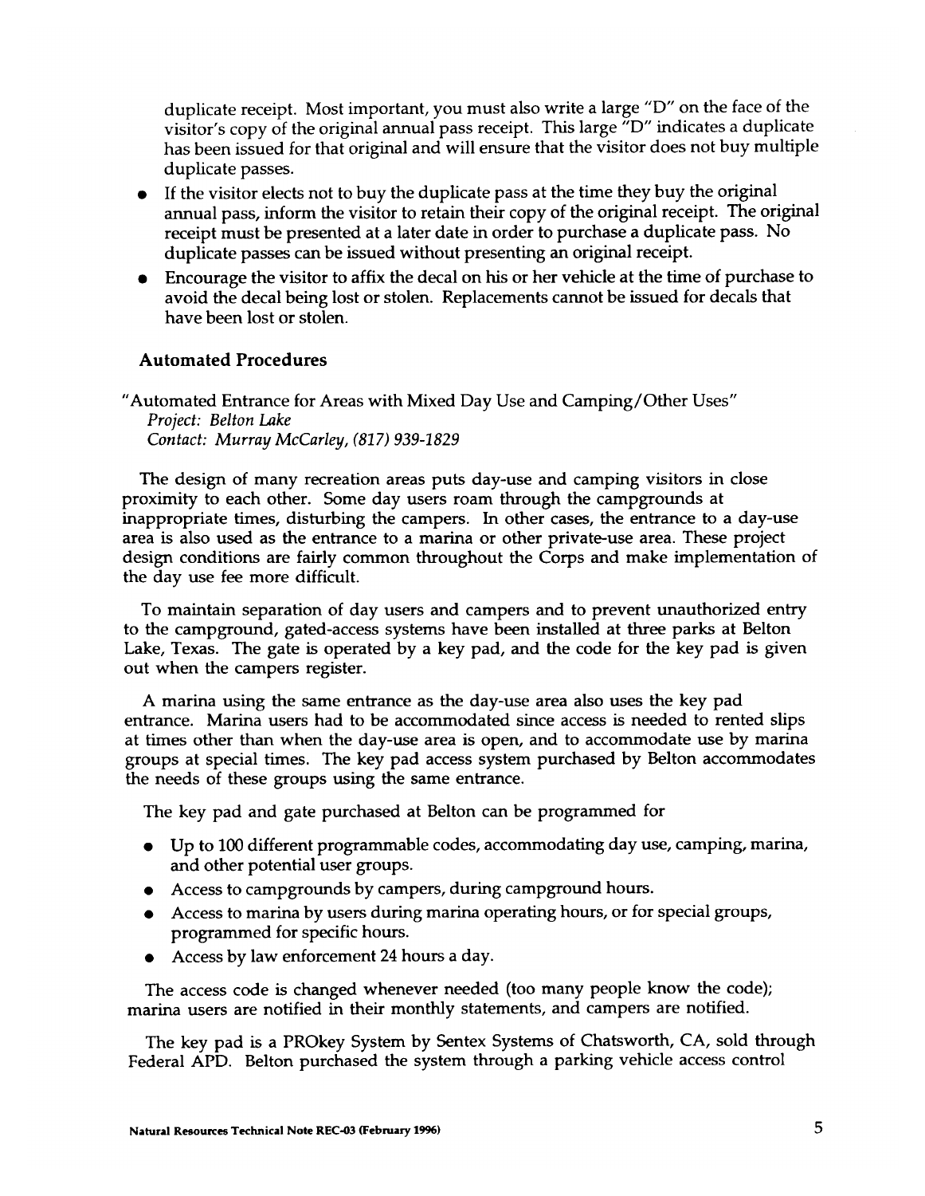duplicate receipt. Most important, you must also write a large "D" on the face of the visitor's copy of the original annual pass receipt. This large "D" indicates a duplicate has been issued for that original and will ensure that the visitor does not buy multiple duplicate passes.

- If the visitor elects not to buy the duplicate pass at the time they buy the original annual pass, inform the visitor to retain their copy of the original receipt. The original receipt must be presented at a later date in order to purchase a duplicate pass. No duplicate passes can be issued without presenting an original receipt.
- Encourage the visitor to affix the decal on his or her vehicle at the time of purchase to avoid the decal being lost or stolen. Replacements cannot be issued for decals that have been lost or stolen.

### Automated Procedures

"Automated Entrance for Areas with Mixed Day Use and Camping/Other Uses"
*Project: Belton Lake*
*Contact: Murray McCarley, (817) 939-1829*

The design of many recreation areas puts day-use and camping visitors in close proximity to each other. Some day users roam through the campgrounds at inappropriate times, disturbing the campers. In other cases, the entrance to a day-use area is also used as the entrance to a marina or other private-use area. These project design conditions are fairly common throughout the Corps and make implementation of the day use fee more difficult.

To maintain separation of day users and campers and to prevent unauthorized entry to the campground, gated-access systems have been installed at three parks at Belton Lake, Texas. The gate is operated by a key pad, and the code for the key pad is given out when the campers register.

A marina using the same entrance as the day-use area also uses the key pad entrance. Marina users had to be accommodated since access is needed to rented slips at times other than when the day-use area is open, and to accommodate use by marina groups at special times. The key pad access system purchased by Belton accommodates the needs of these groups using the same entrance.

The key pad and gate purchased at Belton can be programmed for

- Up to 100 different programmable codes, accommodating day use, camping, marina, and other potential user groups.
- Access to campgrounds by campers, during campground hours.
- Access to marina by users during marina operating hours, or for special groups, programmed for specific hours.
- Access by law enforcement 24 hours a day.

The access code is changed whenever needed (too many people know the code); marina users are notified in their monthly statements, and campers are notified.

The key pad is a PROkey System by Sentex Systems of Chatsworth, CA, sold through Federal APD. Belton purchased the system through a parking vehicle access control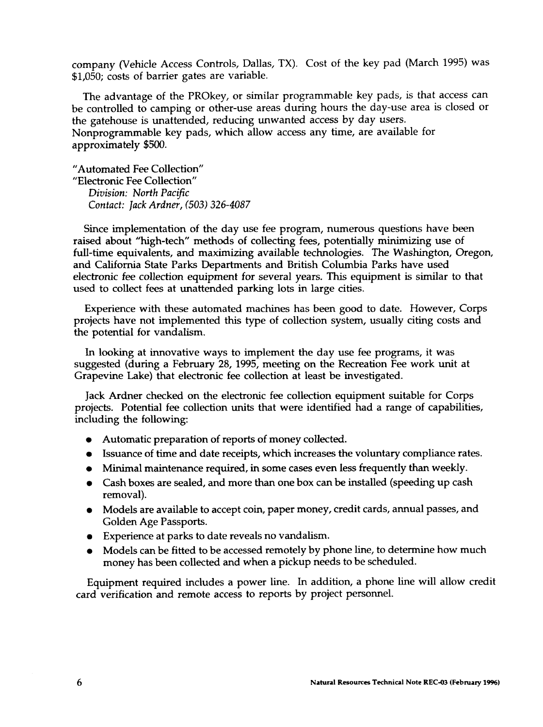company (Vehicle Access Controls, Dallas, TX). Cost of the key pad (March 1995) was $1,050; costs of barrier gates are variable.

The advantage of the PROkey, or similar programmable key pads, is that access can be controlled to camping or other-use areas during hours the day-use area is closed or the gatehouse is unattended, reducing unwanted access by day users. Nonprogrammable key pads, which allow access any time, are available for approximately $500.

"Automated Fee Collection"
"Electronic Fee Collection"
*Division: North Pacific*
*Contact: Jack Ardner, (503) 326-4087*

Since implementation of the day use fee program, numerous questions have been raised about "high-tech" methods of collecting fees, potentially minimizing use of full-time equivalents, and maximizing available technologies. The Washington, Oregon, and California State Parks Departments and British Columbia Parks have used electronic fee collection equipment for several years. This equipment is similar to that used to collect fees at unattended parking lots in large cities.

Experience with these automated machines has been good to date. However, Corps projects have not implemented this type of collection system, usually citing costs and the potential for vandalism.

In looking at innovative ways to implement the day use fee programs, it was suggested (during a February 28, 1995, meeting on the Recreation Fee work unit at Grapevine Lake) that electronic fee collection at least be investigated.

Jack Ardner checked on the electronic fee collection equipment suitable for Corps projects. Potential fee collection units that were identified had a range of capabilities, including the following:

- Automatic preparation of reports of money collected.
- Issuance of time and date receipts, which increases the voluntary compliance rates.
- Minimal maintenance required, in some cases even less frequently than weekly.
- Cash boxes are sealed, and more than one box can be installed (speeding up cash removal).
- Models are available to accept coin, paper money, credit cards, annual passes, and Golden Age Passports.
- Experience at parks to date reveals no vandalism.
- Models can be fitted to be accessed remotely by phone line, to determine how much money has been collected and when a pickup needs to be scheduled.

Equipment required includes a power line. In addition, a phone line will allow credit card verification and remote access to reports by project personnel.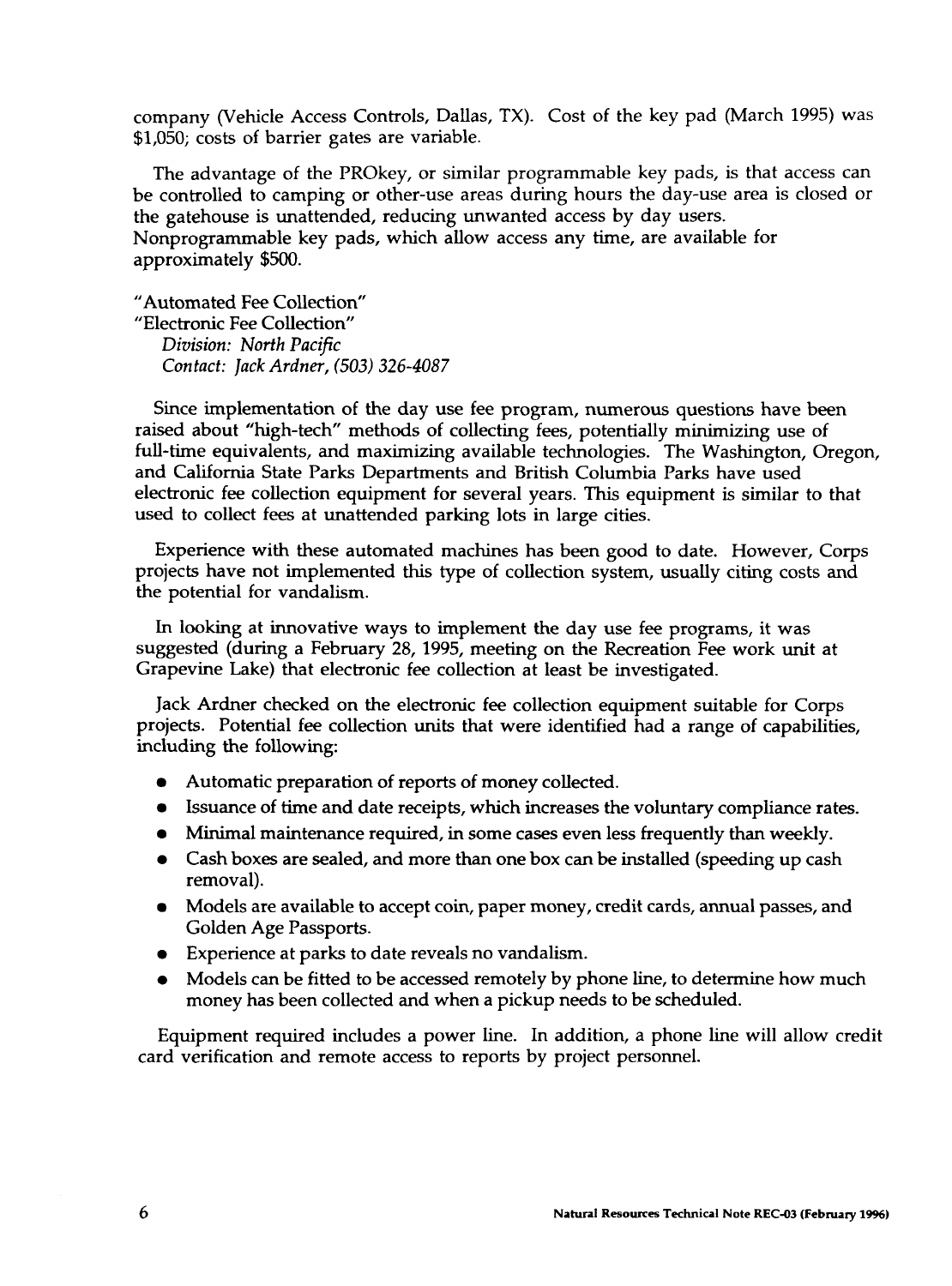company (Vehicle Access Controls, Dallas, TX). Cost of the key pad (March 1995) was $1,050; costs of barrier gates are variable.

The advantage of the PROkey, or similar programmable key pads, is that access can be controlled to camping or other-use areas during hours the day-use area is closed or the gatehouse is unattended, reducing unwanted access by day users. Nonprogrammable key pads, which allow access any time, are available for approximately $500.

"Automated Fee Collection"
"Electronic Fee Collection"
*Division: North Pacific*
*Contact: Jack Ardner, (503) 326-4087*

Since implementation of the day use fee program, numerous questions have been raised about "high-tech" methods of collecting fees, potentially minimizing use of full-time equivalents, and maximizing available technologies. The Washington, Oregon, and California State Parks Departments and British Columbia Parks have used electronic fee collection equipment for several years. This equipment is similar to that used to collect fees at unattended parking lots in large cities.

Experience with these automated machines has been good to date. However, Corps projects have not implemented this type of collection system, usually citing costs and the potential for vandalism.

In looking at innovative ways to implement the day use fee programs, it was suggested (during a February 28, 1995, meeting on the Recreation Fee work unit at Grapevine Lake) that electronic fee collection at least be investigated.

Jack Ardner checked on the electronic fee collection equipment suitable for Corps projects. Potential fee collection units that were identified had a range of capabilities, including the following:

- Automatic preparation of reports of money collected.
- Issuance of time and date receipts, which increases the voluntary compliance rates.
- Minimal maintenance required, in some cases even less frequently than weekly.
- Cash boxes are sealed, and more than one box can be installed (speeding up cash removal).
- Models are available to accept coin, paper money, credit cards, annual passes, and Golden Age Passports.
- Experience at parks to date reveals no vandalism.
- Models can be fitted to be accessed remotely by phone line, to determine how much money has been collected and when a pickup needs to be scheduled.

Equipment required includes a power line. In addition, a phone line will allow credit card verification and remote access to reports by project personnel.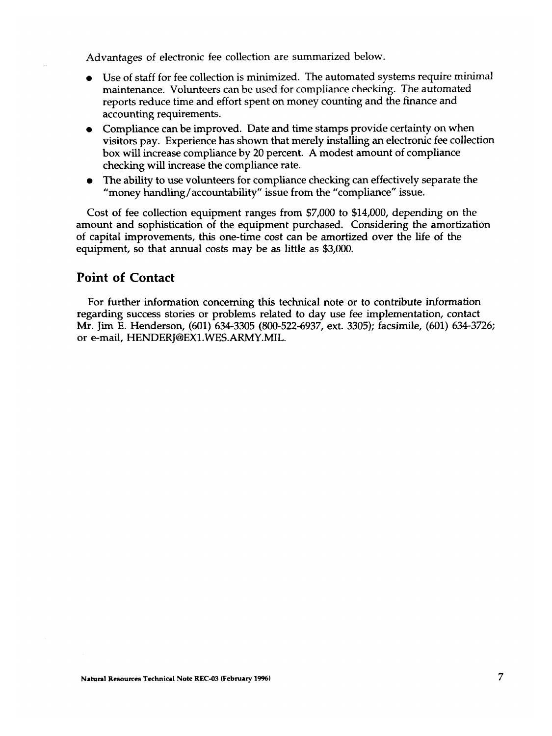Advantages of electronic fee collection are summarized below.

- Use of staff for fee collection is minimized. The automated systems require minimal maintenance. Volunteers can be used for compliance checking. The automated reports reduce time and effort spent on money counting and the finance and accounting requirements.
- Compliance can be improved. Date and time stamps provide certainty on when visitors pay. Experience has shown that merely installing an electronic fee collection box will increase compliance by 20 percent. A modest amount of compliance checking will increase the compliance rate.
- The ability to use volunteers for compliance checking can effectively separate the "money handling/accountability" issue from the "compliance" issue.

Cost of fee collection equipment ranges from $7,000 to $14,000, depending on the amount and sophistication of the equipment purchased. Considering the amortization of capital improvements, this one-time cost can be amortized over the life of the equipment, so that annual costs may be as little as $3,000.

## Point of Contact

For further information concerning this technical note or to contribute information regarding success stories or problems related to day use fee implementation, contact Mr. Jim E. Henderson, (601) 634-3305 (800-522-6937, ext. 3305); facsimile, (601) 634-3726; or e-mail, HENDERJ@EX1.WES.ARMY.MIL.